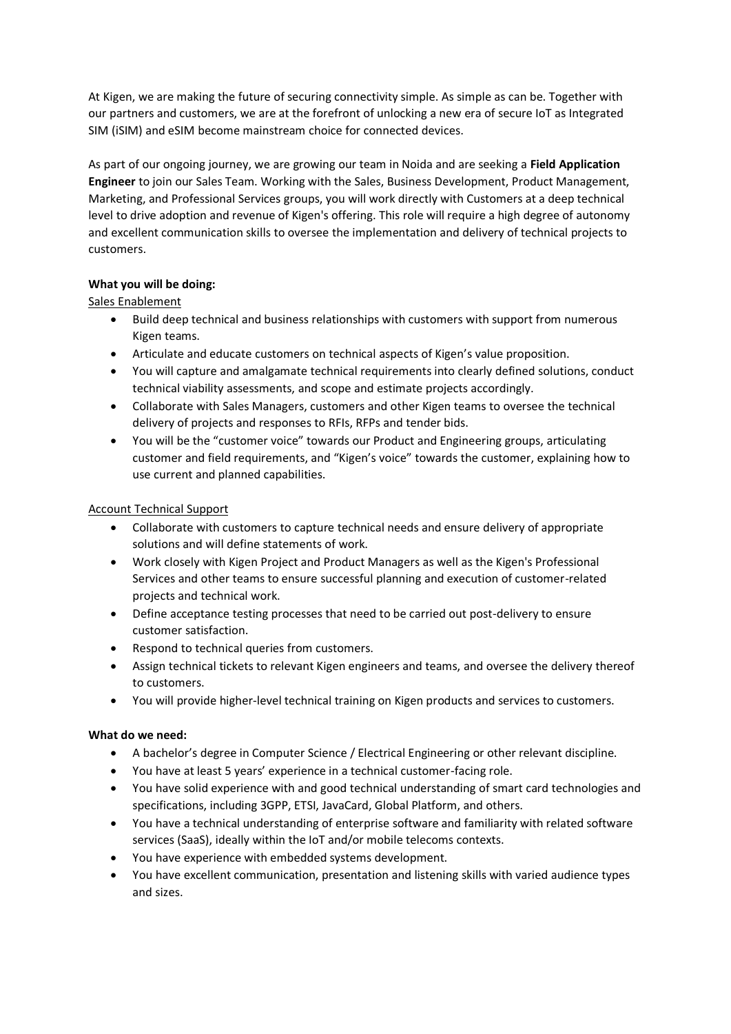At Kigen, we are making the future of securing connectivity simple. As simple as can be. Together with our partners and customers, we are at the forefront of unlocking a new era of secure IoT as Integrated SIM (iSIM) and eSIM become mainstream choice for connected devices.

As part of our ongoing journey, we are growing our team in Noida and are seeking a **Field Application Engineer** to join our Sales Team. Working with the Sales, Business Development, Product Management, Marketing, and Professional Services groups, you will work directly with Customers at a deep technical level to drive adoption and revenue of Kigen's offering. This role will require a high degree of autonomy and excellent communication skills to oversee the implementation and delivery of technical projects to customers.

**What you will be doing:**

<u>Sales Enablement</u>

- Build deep technical and business relationships with customers with support from numerous Kigen teams.
- Articulate and educate customers on technical aspects of Kigen's value proposition.
- You will capture and amalgamate technical requirements into clearly defined solutions, conduct technical viability assessments, and scope and estimate projects accordingly.
- Collaborate with Sales Managers, customers and other Kigen teams to oversee the technical delivery of projects and responses to RFIs, RFPs and tender bids.
- You will be the "customer voice" towards our Product and Engineering groups, articulating customer and field requirements, and "Kigen's voice" towards the customer, explaining how to use current and planned capabilities.

<u>Account Technical Support</u>

- Collaborate with customers to capture technical needs and ensure delivery of appropriate solutions and will define statements of work.
- Work closely with Kigen Project and Product Managers as well as the Kigen's Professional Services and other teams to ensure successful planning and execution of customer-related projects and technical work.
- Define acceptance testing processes that need to be carried out post-delivery to ensure customer satisfaction.
- Respond to technical queries from customers.
- Assign technical tickets to relevant Kigen engineers and teams, and oversee the delivery thereof to customers.
- You will provide higher-level technical training on Kigen products and services to customers.

**What do we need:**

- A bachelor's degree in Computer Science / Electrical Engineering or other relevant discipline.
- You have at least 5 years' experience in a technical customer-facing role.
- You have solid experience with and good technical understanding of smart card technologies and specifications, including 3GPP, ETSI, JavaCard, Global Platform, and others.
- You have a technical understanding of enterprise software and familiarity with related software services (SaaS), ideally within the IoT and/or mobile telecoms contexts.
- You have experience with embedded systems development.
- You have excellent communication, presentation and listening skills with varied audience types and sizes.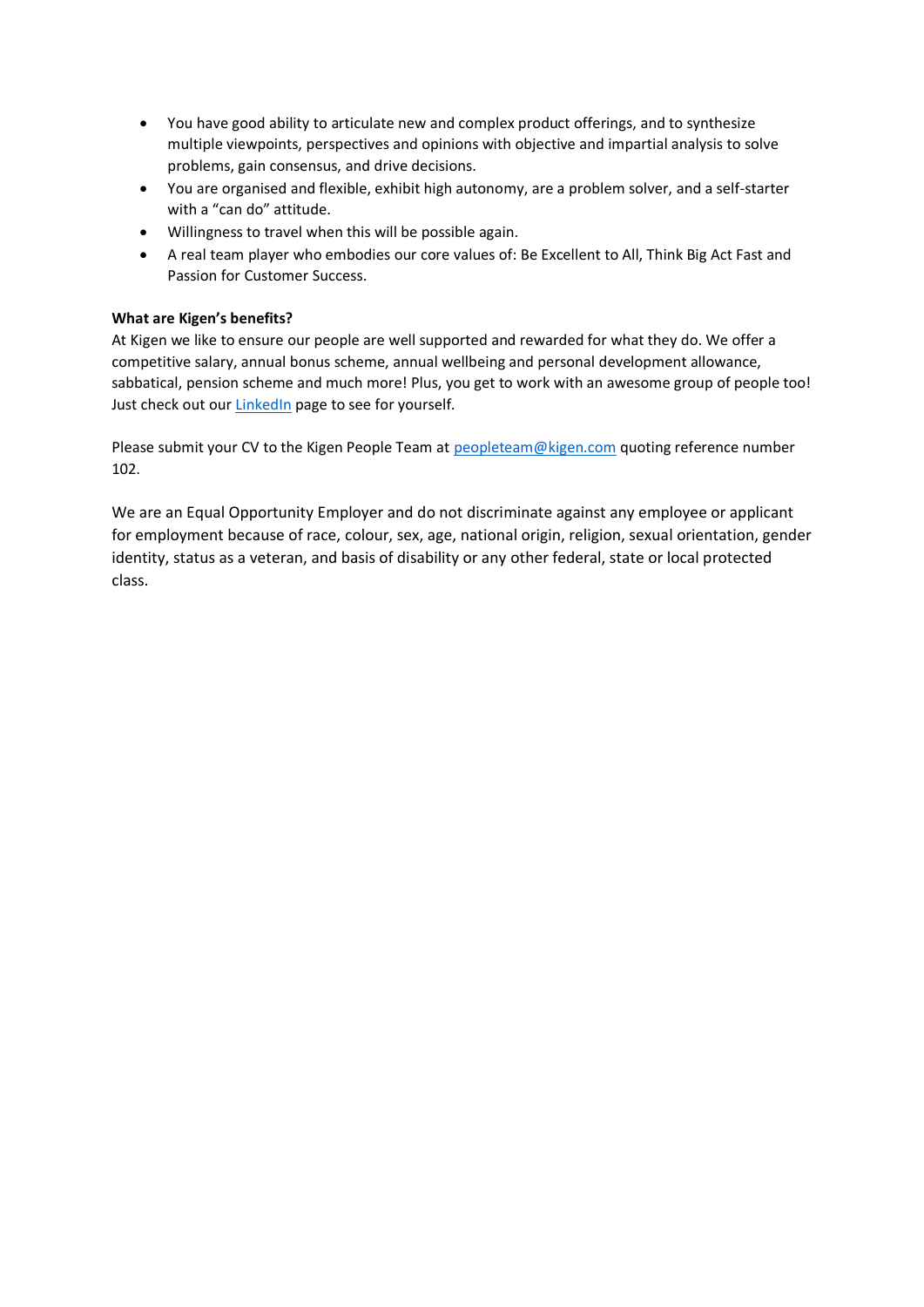- You have good ability to articulate new and complex product offerings, and to synthesize multiple viewpoints, perspectives and opinions with objective and impartial analysis to solve problems, gain consensus, and drive decisions.
- You are organised and flexible, exhibit high autonomy, are a problem solver, and a self-starter with a "can do" attitude.
- Willingness to travel when this will be possible again.
- A real team player who embodies our core values of: Be Excellent to All, Think Big Act Fast and Passion for Customer Success.

**What are Kigen's benefits?**

At Kigen we like to ensure our people are well supported and rewarded for what they do. We offer a competitive salary, annual bonus scheme, annual wellbeing and personal development allowance, sabbatical, pension scheme and much more! Plus, you get to work with an awesome group of people too! Just check out our LinkedIn page to see for yourself.

Please submit your CV to the Kigen People Team at peopleteam@kigen.com quoting reference number 102.

We are an Equal Opportunity Employer and do not discriminate against any employee or applicant for employment because of race, colour, sex, age, national origin, religion, sexual orientation, gender identity, status as a veteran, and basis of disability or any other federal, state or local protected class.